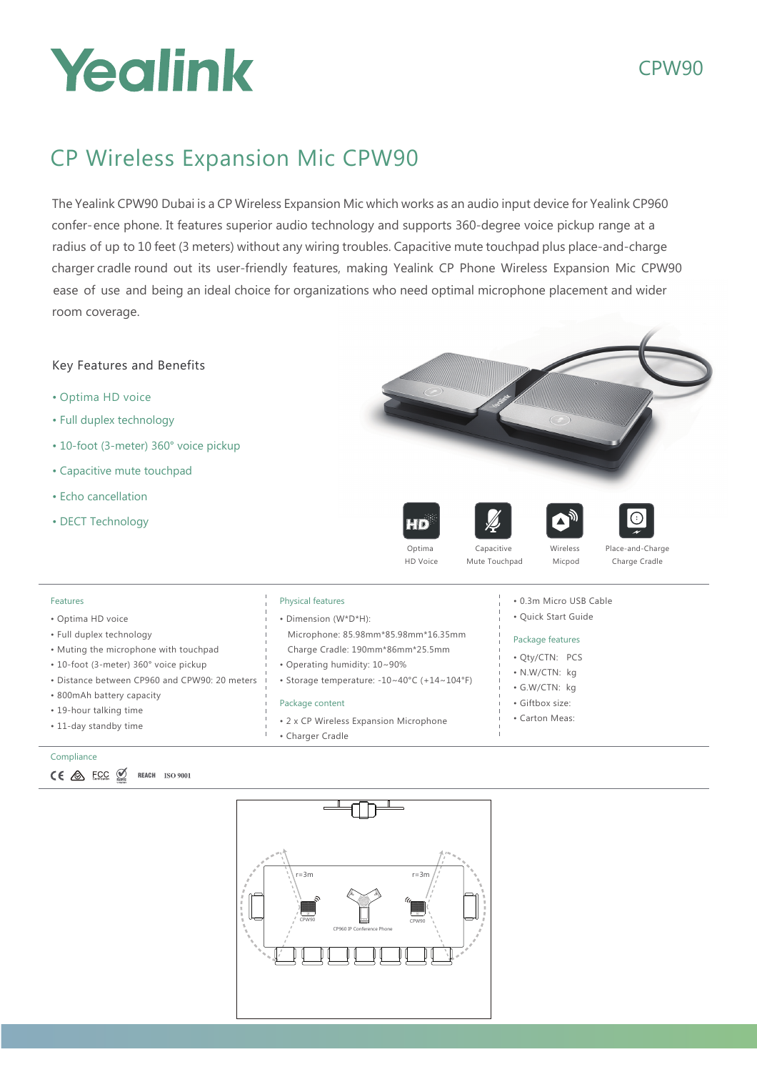# Yealink

CPW90

## CP Wireless Expansion Mic CPW90

The Yealink CPW90 Dubai is a CP Wireless Expansion Mic which works as an audio input device for Yealink CP960 confer-ence phone. It features superior audio technology and supports 360-degree voice pickup range at a radius of up to 10 feet (3 meters) without any wiring troubles. Capacitive mute touchpad plus place-and-charge charger cradle round out its user-friendly features, making Yealink CP Phone Wireless Expansion Mic CPW90 ease of use and being an ideal choice for organizations who need optimal microphone placement and wider room coverage.

### Key Features and Benefits

- Optima HD voice
- Full duplex technology
- 10-foot (3-meter) 360° voice pickup
- Capacitive mute touchpad
- Echo cancellation
- DECT Technology

Optima HD Voice | Capacitive Mute Touchpad | Wireless Micpod | Place-and-Charge Charge Cradle

#### Features

- Optima HD voice
- Full duplex technology
- Muting the microphone with touchpad
- 10-foot (3-meter) 360° voice pickup
- Distance between CP960 and CPW90: 20 meters
- 800mAh battery capacity
- 19-hour talking time
- 11-day standby time

#### Physical features

- Dimension (W*D*H):
  Microphone: 85.98mm*85.98mm*16.35mm
  Charge Cradle: 190mm*86mm*25.5mm
- Operating humidity: 10~90%
- Storage temperature: -10~40°C (+14~104°F)

#### Package content

- 2 x CP Wireless Expansion Microphone
- Charger Cradle
- 0.3m Micro USB Cable
- Quick Start Guide

#### Package features

- Qty/CTN: PCS
- N.W/CTN: kg
- G.W/CTN: kg
- Giftbox size:
- Carton Meas:

#### Compliance

CE FCC RoHS REACH ISO 9001

r=3m | r=3m

CPW90 | CP960 IP Conference Phone | CPW90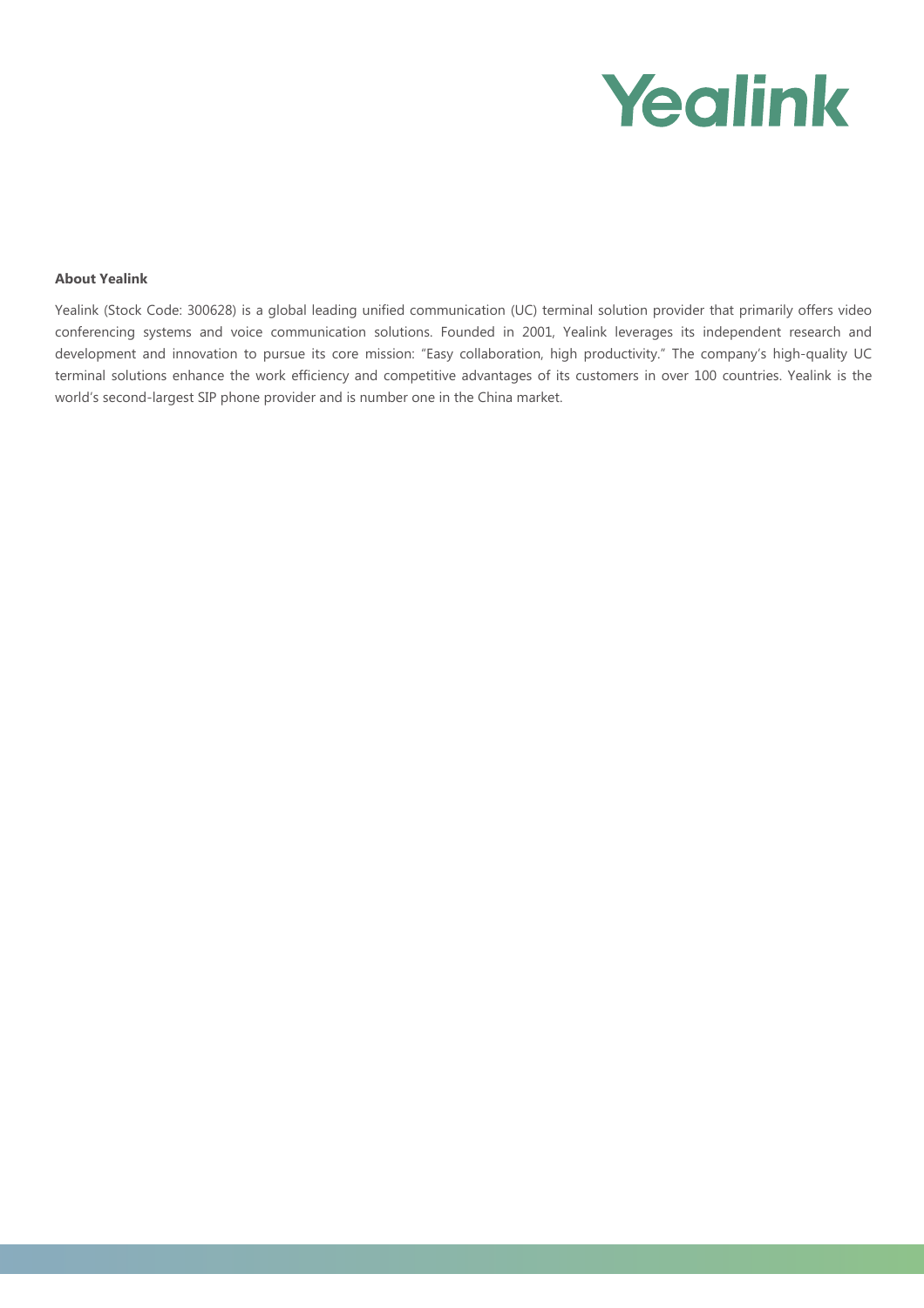**About Yealink**

Yealink (Stock Code: 300628) is a global leading unified communication (UC) terminal solution provider that primarily offers video conferencing systems and voice communication solutions. Founded in 2001, Yealink leverages its independent research and development and innovation to pursue its core mission: "Easy collaboration, high productivity." The company's high-quality UC terminal solutions enhance the work efficiency and competitive advantages of its customers in over 100 countries. Yealink is the world's second-largest SIP phone provider and is number one in the China market.